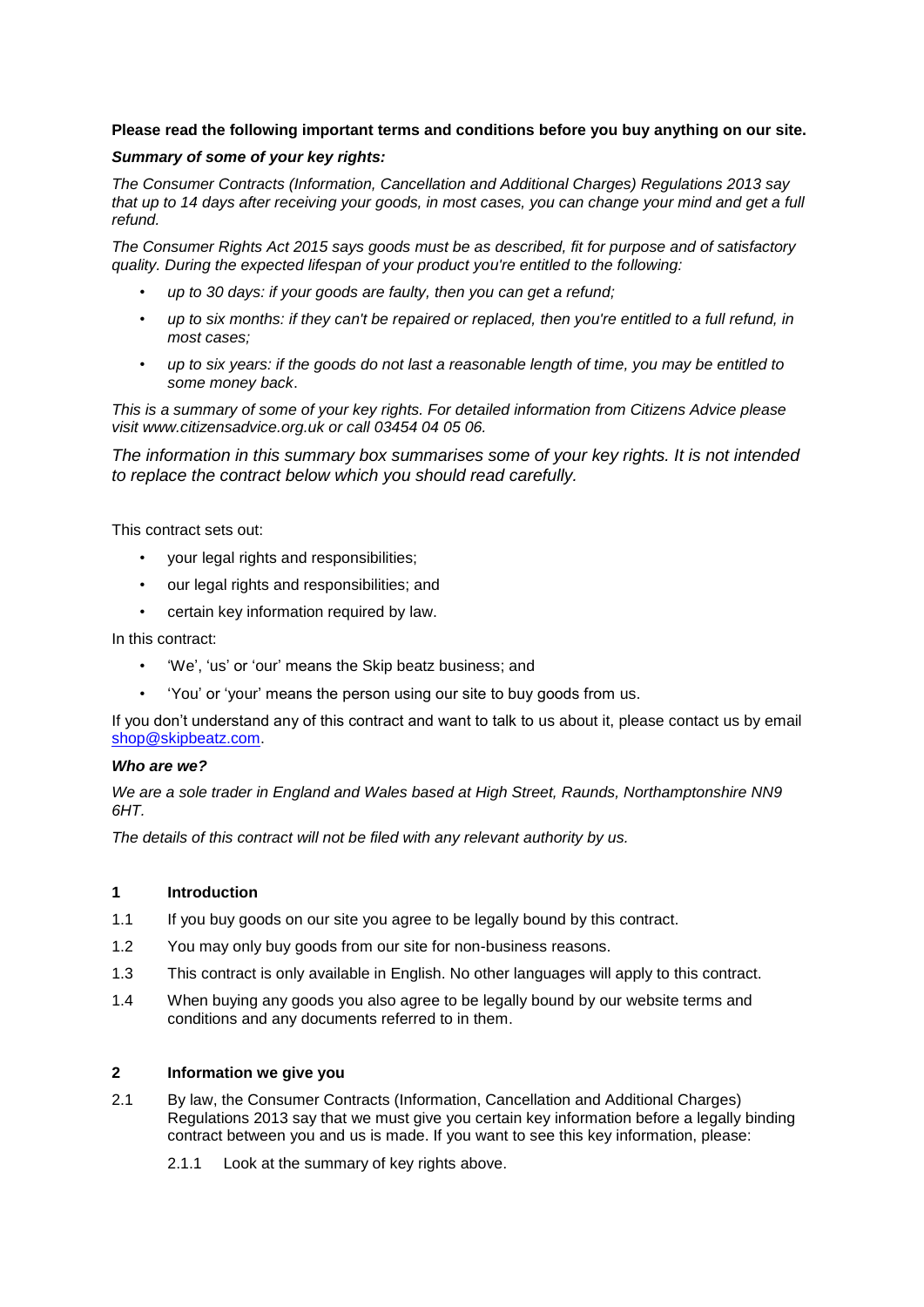**Please read the following important terms and conditions before you buy anything on our site.**

***Summary of some of your key rights:***

*The Consumer Contracts (Information, Cancellation and Additional Charges) Regulations 2013 say that up to 14 days after receiving your goods, in most cases, you can change your mind and get a full refund.*

*The Consumer Rights Act 2015 says goods must be as described, fit for purpose and of satisfactory quality. During the expected lifespan of your product you're entitled to the following:*

- *up to 30 days: if your goods are faulty, then you can get a refund;*
- *up to six months: if they can't be repaired or replaced, then you're entitled to a full refund, in most cases;*
- *up to six years: if the goods do not last a reasonable length of time, you may be entitled to some money back*.

*This is a summary of some of your key rights. For detailed information from Citizens Advice please visit www.citizensadvice.org.uk or call 03454 04 05 06.*

*The information in this summary box summarises some of your key rights. It is not intended to replace the contract below which you should read carefully.*

This contract sets out:

- your legal rights and responsibilities;
- our legal rights and responsibilities; and
- certain key information required by law.

In this contract:

- 'We', 'us' or 'our' means the Skip beatz business; and
- 'You' or 'your' means the person using our site to buy goods from us.

If you don't understand any of this contract and want to talk to us about it, please contact us by email shop@skipbeatz.com.

***Who are we?***

*We are a sole trader in England and Wales based at High Street, Raunds, Northamptonshire NN9 6HT.*

*The details of this contract will not be filed with any relevant authority by us.*

## 1 Introduction

1.1 If you buy goods on our site you agree to be legally bound by this contract.

1.2 You may only buy goods from our site for non-business reasons.

1.3 This contract is only available in English. No other languages will apply to this contract.

1.4 When buying any goods you also agree to be legally bound by our website terms and conditions and any documents referred to in them.

## 2 Information we give you

2.1 By law, the Consumer Contracts (Information, Cancellation and Additional Charges) Regulations 2013 say that we must give you certain key information before a legally binding contract between you and us is made. If you want to see this key information, please:

2.1.1 Look at the summary of key rights above.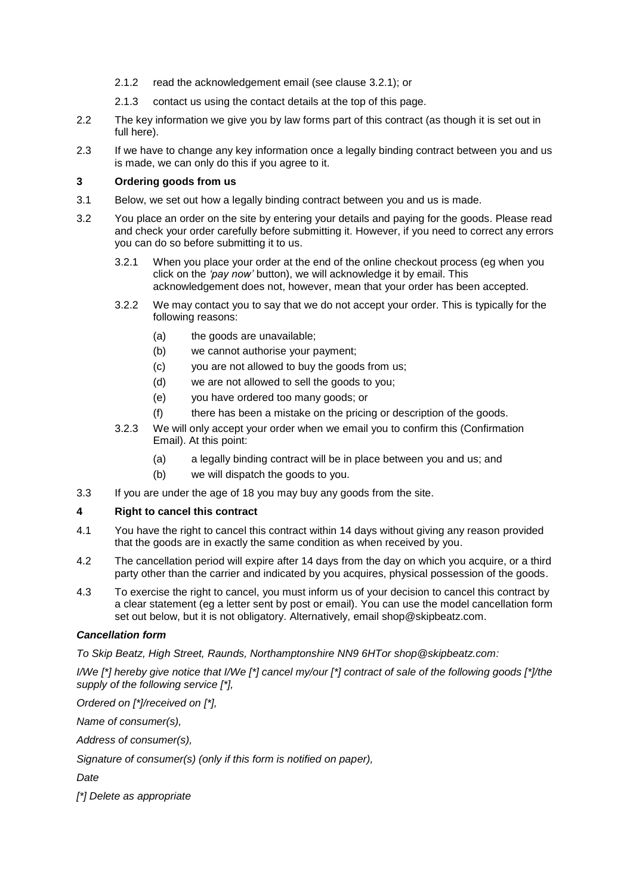2.1.2 read the acknowledgement email (see clause 3.2.1); or

2.1.3 contact us using the contact details at the top of this page.

2.2 The key information we give you by law forms part of this contract (as though it is set out in full here).

2.3 If we have to change any key information once a legally binding contract between you and us is made, we can only do this if you agree to it.

**3 Ordering goods from us**

3.1 Below, we set out how a legally binding contract between you and us is made.

3.2 You place an order on the site by entering your details and paying for the goods. Please read and check your order carefully before submitting it. However, if you need to correct any errors you can do so before submitting it to us.

3.2.1 When you place your order at the end of the online checkout process (eg when you click on the *'pay now'* button), we will acknowledge it by email. This acknowledgement does not, however, mean that your order has been accepted.

3.2.2 We may contact you to say that we do not accept your order. This is typically for the following reasons:

(a) the goods are unavailable;

(b) we cannot authorise your payment;

(c) you are not allowed to buy the goods from us;

(d) we are not allowed to sell the goods to you;

(e) you have ordered too many goods; or

(f) there has been a mistake on the pricing or description of the goods.

3.2.3 We will only accept your order when we email you to confirm this (Confirmation Email). At this point:

(a) a legally binding contract will be in place between you and us; and

(b) we will dispatch the goods to you.

3.3 If you are under the age of 18 you may buy any goods from the site.

**4 Right to cancel this contract**

4.1 You have the right to cancel this contract within 14 days without giving any reason provided that the goods are in exactly the same condition as when received by you.

4.2 The cancellation period will expire after 14 days from the day on which you acquire, or a third party other than the carrier and indicated by you acquires, physical possession of the goods.

4.3 To exercise the right to cancel, you must inform us of your decision to cancel this contract by a clear statement (eg a letter sent by post or email). You can use the model cancellation form set out below, but it is not obligatory. Alternatively, email shop@skipbeatz.com.

***Cancellation form***

*To Skip Beatz, High Street, Raunds, Northamptonshire NN9 6HTor shop@skipbeatz.com:*

*I/We [*] hereby give notice that I/We [*] cancel my/our [*] contract of sale of the following goods [*]/the supply of the following service [*],*

*Ordered on [*]/received on [*],*

*Name of consumer(s),*

*Address of consumer(s),*

*Signature of consumer(s) (only if this form is notified on paper),*

*Date*

*[*] Delete as appropriate*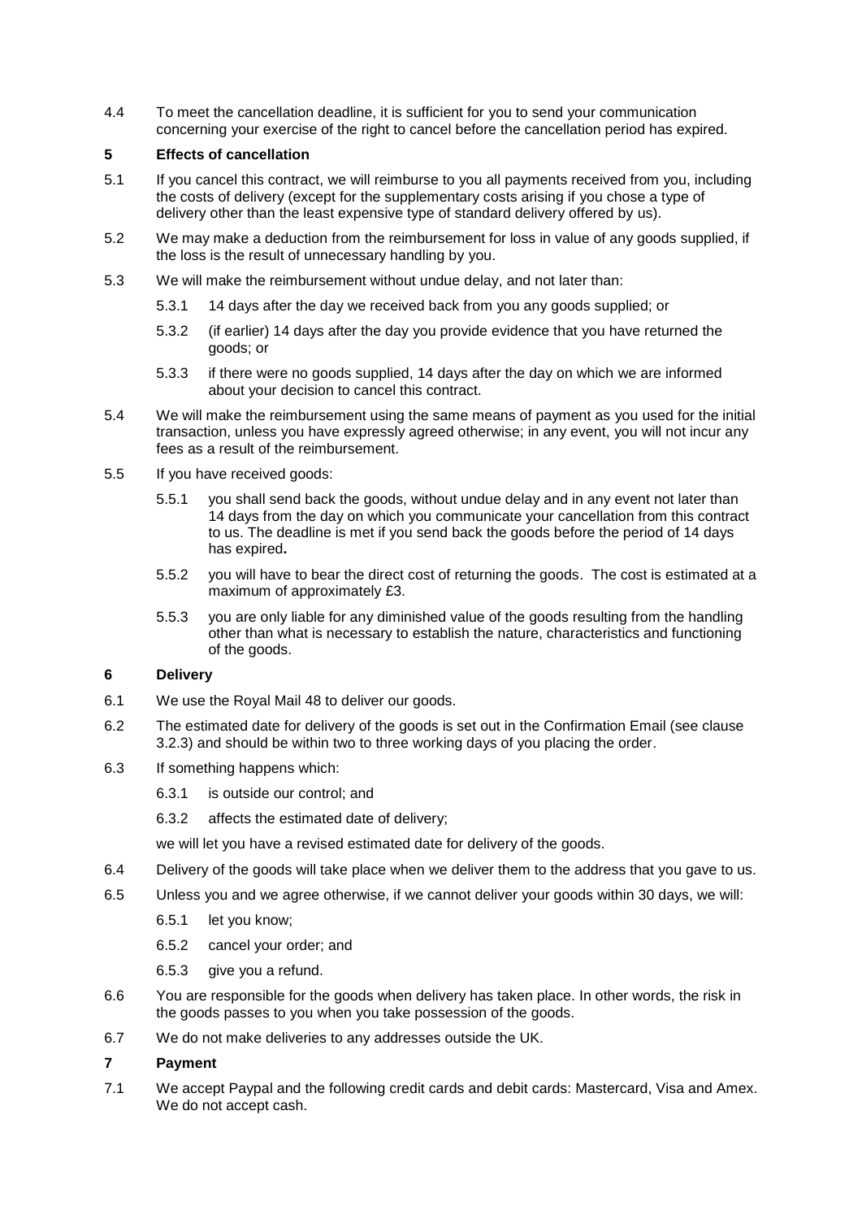4.4 To meet the cancellation deadline, it is sufficient for you to send your communication concerning your exercise of the right to cancel before the cancellation period has expired.

## 5 Effects of cancellation

5.1 If you cancel this contract, we will reimburse to you all payments received from you, including the costs of delivery (except for the supplementary costs arising if you chose a type of delivery other than the least expensive type of standard delivery offered by us).

5.2 We may make a deduction from the reimbursement for loss in value of any goods supplied, if the loss is the result of unnecessary handling by you.

5.3 We will make the reimbursement without undue delay, and not later than:

- 5.3.1 14 days after the day we received back from you any goods supplied; or
- 5.3.2 (if earlier) 14 days after the day you provide evidence that you have returned the goods; or
- 5.3.3 if there were no goods supplied, 14 days after the day on which we are informed about your decision to cancel this contract.

5.4 We will make the reimbursement using the same means of payment as you used for the initial transaction, unless you have expressly agreed otherwise; in any event, you will not incur any fees as a result of the reimbursement.

5.5 If you have received goods:

- 5.5.1 you shall send back the goods, without undue delay and in any event not later than 14 days from the day on which you communicate your cancellation from this contract to us. The deadline is met if you send back the goods before the period of 14 days has expired**.**
- 5.5.2 you will have to bear the direct cost of returning the goods. The cost is estimated at a maximum of approximately £3.
- 5.5.3 you are only liable for any diminished value of the goods resulting from the handling other than what is necessary to establish the nature, characteristics and functioning of the goods.

## 6 Delivery

6.1 We use the Royal Mail 48 to deliver our goods.

6.2 The estimated date for delivery of the goods is set out in the Confirmation Email (see clause 3.2.3) and should be within two to three working days of you placing the order.

6.3 If something happens which:

- 6.3.1 is outside our control; and
- 6.3.2 affects the estimated date of delivery;

we will let you have a revised estimated date for delivery of the goods.

6.4 Delivery of the goods will take place when we deliver them to the address that you gave to us.

6.5 Unless you and we agree otherwise, if we cannot deliver your goods within 30 days, we will:

- 6.5.1 let you know;
- 6.5.2 cancel your order; and
- 6.5.3 give you a refund.

6.6 You are responsible for the goods when delivery has taken place. In other words, the risk in the goods passes to you when you take possession of the goods.

6.7 We do not make deliveries to any addresses outside the UK.

## 7 Payment

7.1 We accept Paypal and the following credit cards and debit cards: Mastercard, Visa and Amex. We do not accept cash.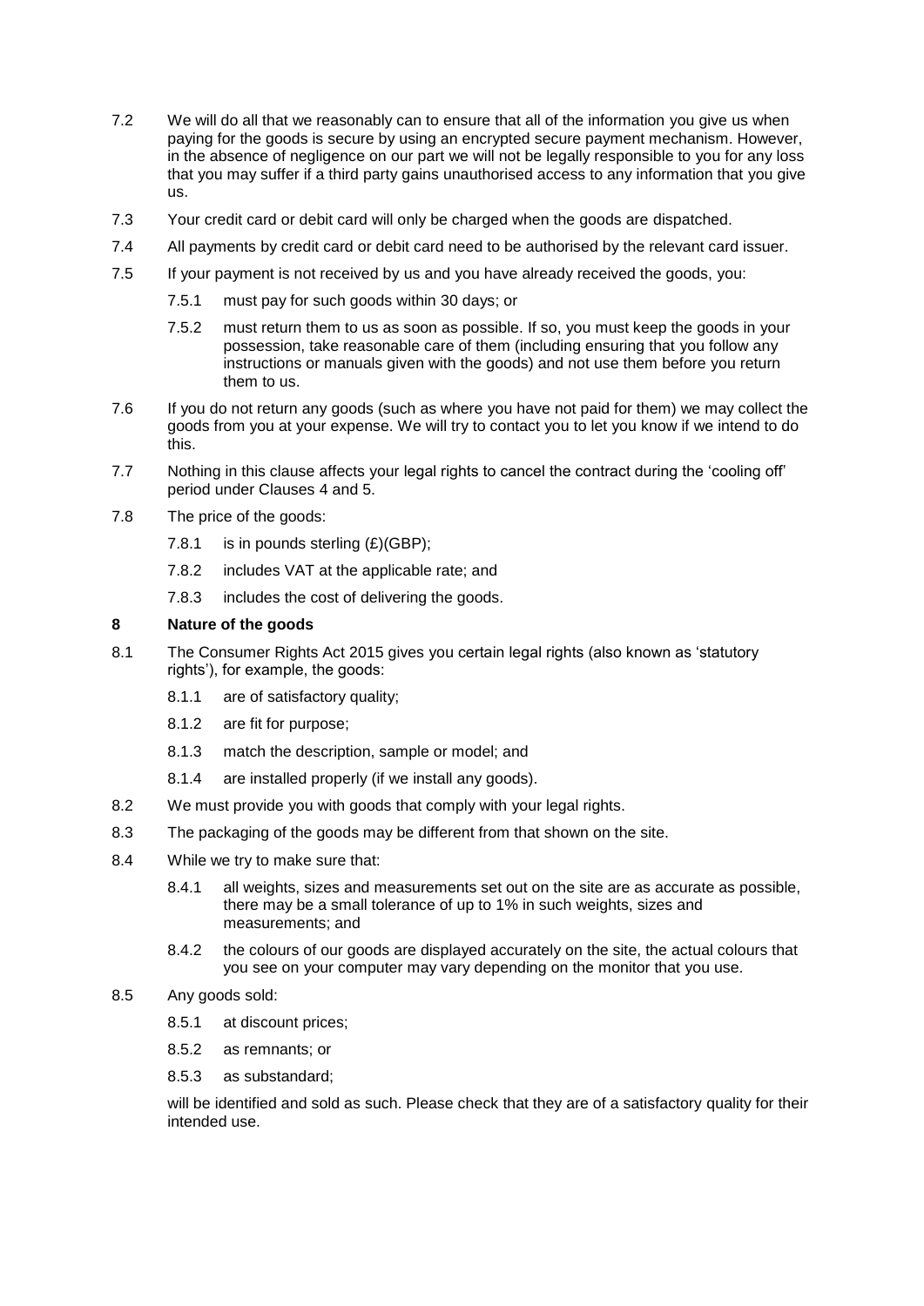7.2 We will do all that we reasonably can to ensure that all of the information you give us when paying for the goods is secure by using an encrypted secure payment mechanism. However, in the absence of negligence on our part we will not be legally responsible to you for any loss that you may suffer if a third party gains unauthorised access to any information that you give us.

7.3 Your credit card or debit card will only be charged when the goods are dispatched.

7.4 All payments by credit card or debit card need to be authorised by the relevant card issuer.

7.5 If your payment is not received by us and you have already received the goods, you:

7.5.1 must pay for such goods within 30 days; or

7.5.2 must return them to us as soon as possible. If so, you must keep the goods in your possession, take reasonable care of them (including ensuring that you follow any instructions or manuals given with the goods) and not use them before you return them to us.

7.6 If you do not return any goods (such as where you have not paid for them) we may collect the goods from you at your expense. We will try to contact you to let you know if we intend to do this.

7.7 Nothing in this clause affects your legal rights to cancel the contract during the 'cooling off' period under Clauses 4 and 5.

7.8 The price of the goods:

7.8.1 is in pounds sterling (£)(GBP);

7.8.2 includes VAT at the applicable rate; and

7.8.3 includes the cost of delivering the goods.

## 8 Nature of the goods

8.1 The Consumer Rights Act 2015 gives you certain legal rights (also known as 'statutory rights'), for example, the goods:

8.1.1 are of satisfactory quality;

8.1.2 are fit for purpose;

8.1.3 match the description, sample or model; and

8.1.4 are installed properly (if we install any goods).

8.2 We must provide you with goods that comply with your legal rights.

8.3 The packaging of the goods may be different from that shown on the site.

8.4 While we try to make sure that:

8.4.1 all weights, sizes and measurements set out on the site are as accurate as possible, there may be a small tolerance of up to 1% in such weights, sizes and measurements; and

8.4.2 the colours of our goods are displayed accurately on the site, the actual colours that you see on your computer may vary depending on the monitor that you use.

8.5 Any goods sold:

8.5.1 at discount prices;

8.5.2 as remnants; or

8.5.3 as substandard;

will be identified and sold as such. Please check that they are of a satisfactory quality for their intended use.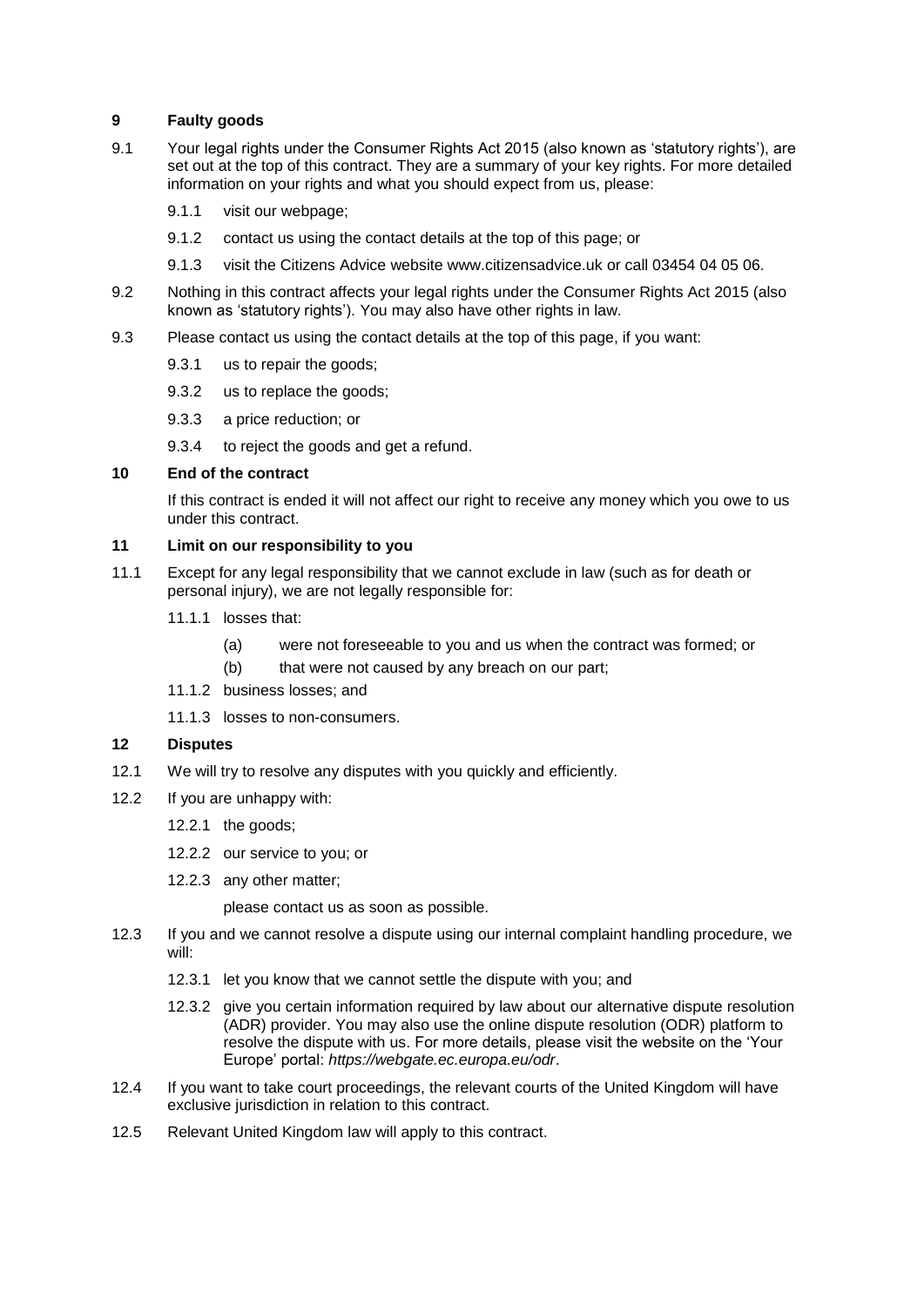## 9 Faulty goods

9.1 Your legal rights under the Consumer Rights Act 2015 (also known as 'statutory rights'), are set out at the top of this contract. They are a summary of your key rights. For more detailed information on your rights and what you should expect from us, please:

9.1.1 visit our webpage;

9.1.2 contact us using the contact details at the top of this page; or

9.1.3 visit the Citizens Advice website www.citizensadvice.uk or call 03454 04 05 06.

9.2 Nothing in this contract affects your legal rights under the Consumer Rights Act 2015 (also known as 'statutory rights'). You may also have other rights in law.

9.3 Please contact us using the contact details at the top of this page, if you want:

9.3.1 us to repair the goods;

9.3.2 us to replace the goods;

9.3.3 a price reduction; or

9.3.4 to reject the goods and get a refund.

## 10 End of the contract

If this contract is ended it will not affect our right to receive any money which you owe to us under this contract.

## 11 Limit on our responsibility to you

11.1 Except for any legal responsibility that we cannot exclude in law (such as for death or personal injury), we are not legally responsible for:

11.1.1 losses that:

(a) were not foreseeable to you and us when the contract was formed; or

(b) that were not caused by any breach on our part;

11.1.2 business losses; and

11.1.3 losses to non-consumers.

## 12 Disputes

12.1 We will try to resolve any disputes with you quickly and efficiently.

12.2 If you are unhappy with:

12.2.1 the goods;

12.2.2 our service to you; or

12.2.3 any other matter;

please contact us as soon as possible.

12.3 If you and we cannot resolve a dispute using our internal complaint handling procedure, we will:

12.3.1 let you know that we cannot settle the dispute with you; and

12.3.2 give you certain information required by law about our alternative dispute resolution (ADR) provider. You may also use the online dispute resolution (ODR) platform to resolve the dispute with us. For more details, please visit the website on the 'Your Europe' portal: *https://webgate.ec.europa.eu/odr*.

12.4 If you want to take court proceedings, the relevant courts of the United Kingdom will have exclusive jurisdiction in relation to this contract.

12.5 Relevant United Kingdom law will apply to this contract.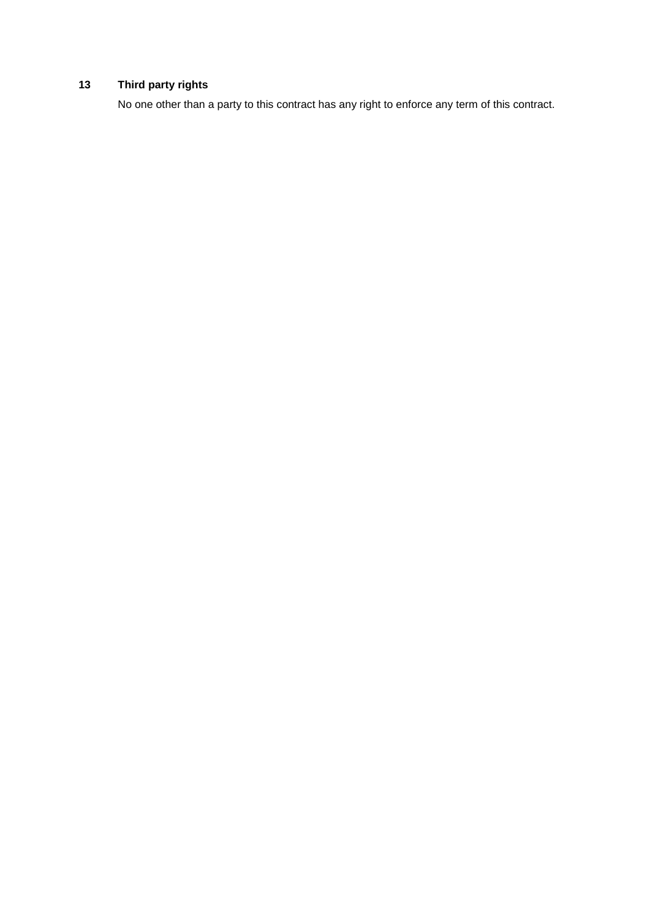## 13 Third party rights

No one other than a party to this contract has any right to enforce any term of this contract.